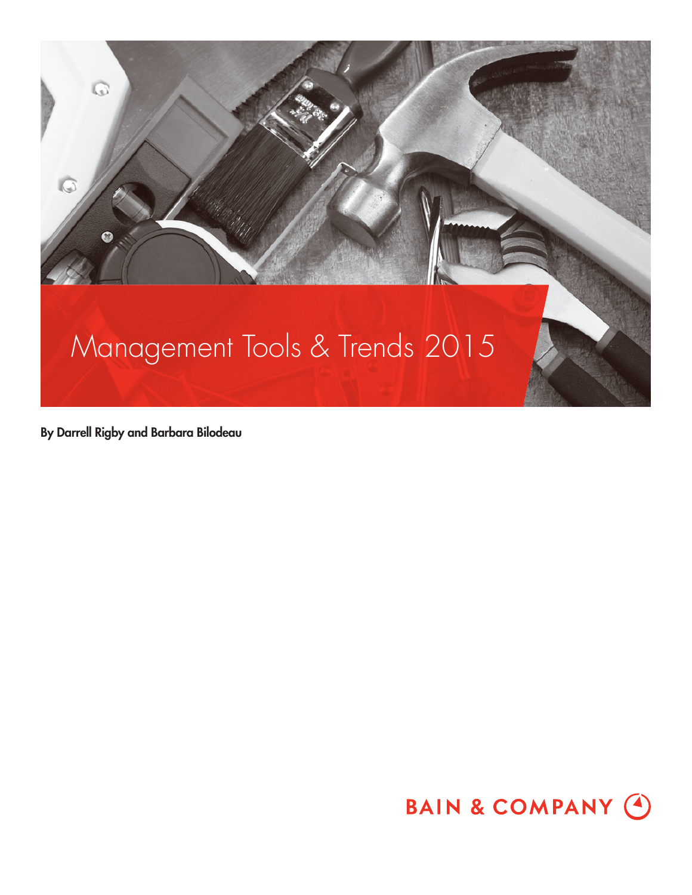# Management Tools & Trends 2015

**By Darrell Rigby and Barbara Bilodeau**

BAIN & COMPANY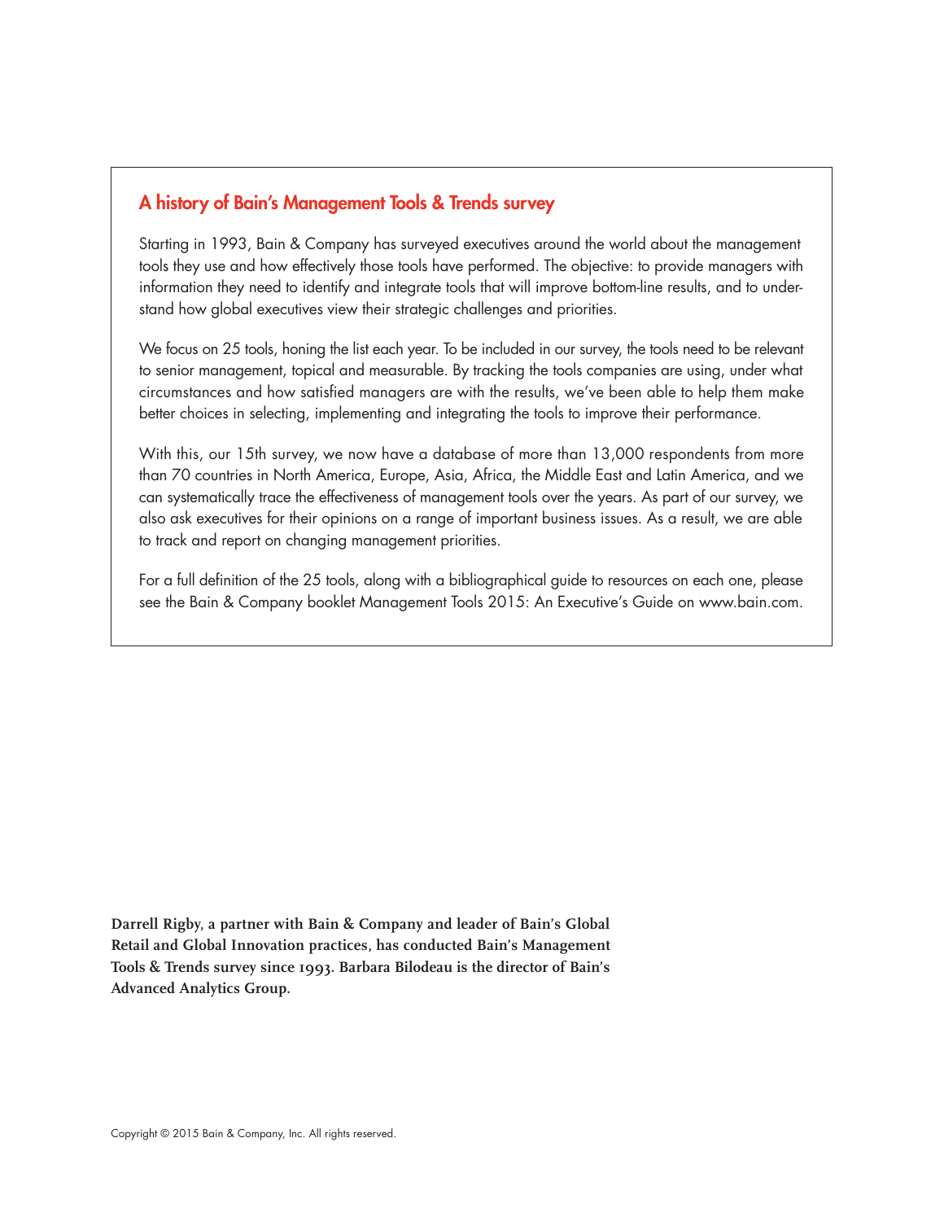## A history of Bain's Management Tools & Trends survey

Starting in 1993, Bain & Company has surveyed executives around the world about the management tools they use and how effectively those tools have performed. The objective: to provide managers with information they need to identify and integrate tools that will improve bottom-line results, and to understand how global executives view their strategic challenges and priorities.

We focus on 25 tools, honing the list each year. To be included in our survey, the tools need to be relevant to senior management, topical and measurable. By tracking the tools companies are using, under what circumstances and how satisfied managers are with the results, we've been able to help them make better choices in selecting, implementing and integrating the tools to improve their performance.

With this, our 15th survey, we now have a database of more than 13,000 respondents from more than 70 countries in North America, Europe, Asia, Africa, the Middle East and Latin America, and we can systematically trace the effectiveness of management tools over the years. As part of our survey, we also ask executives for their opinions on a range of important business issues. As a result, we are able to track and report on changing management priorities.

For a full definition of the 25 tools, along with a bibliographical guide to resources on each one, please see the Bain & Company booklet Management Tools 2015: An Executive's Guide on www.bain.com.

**Darrell Rigby, a partner with Bain & Company and leader of Bain's Global Retail and Global Innovation practices, has conducted Bain's Management Tools & Trends survey since 1993. Barbara Bilodeau is the director of Bain's Advanced Analytics Group.**

Copyright © 2015 Bain & Company, Inc. All rights reserved.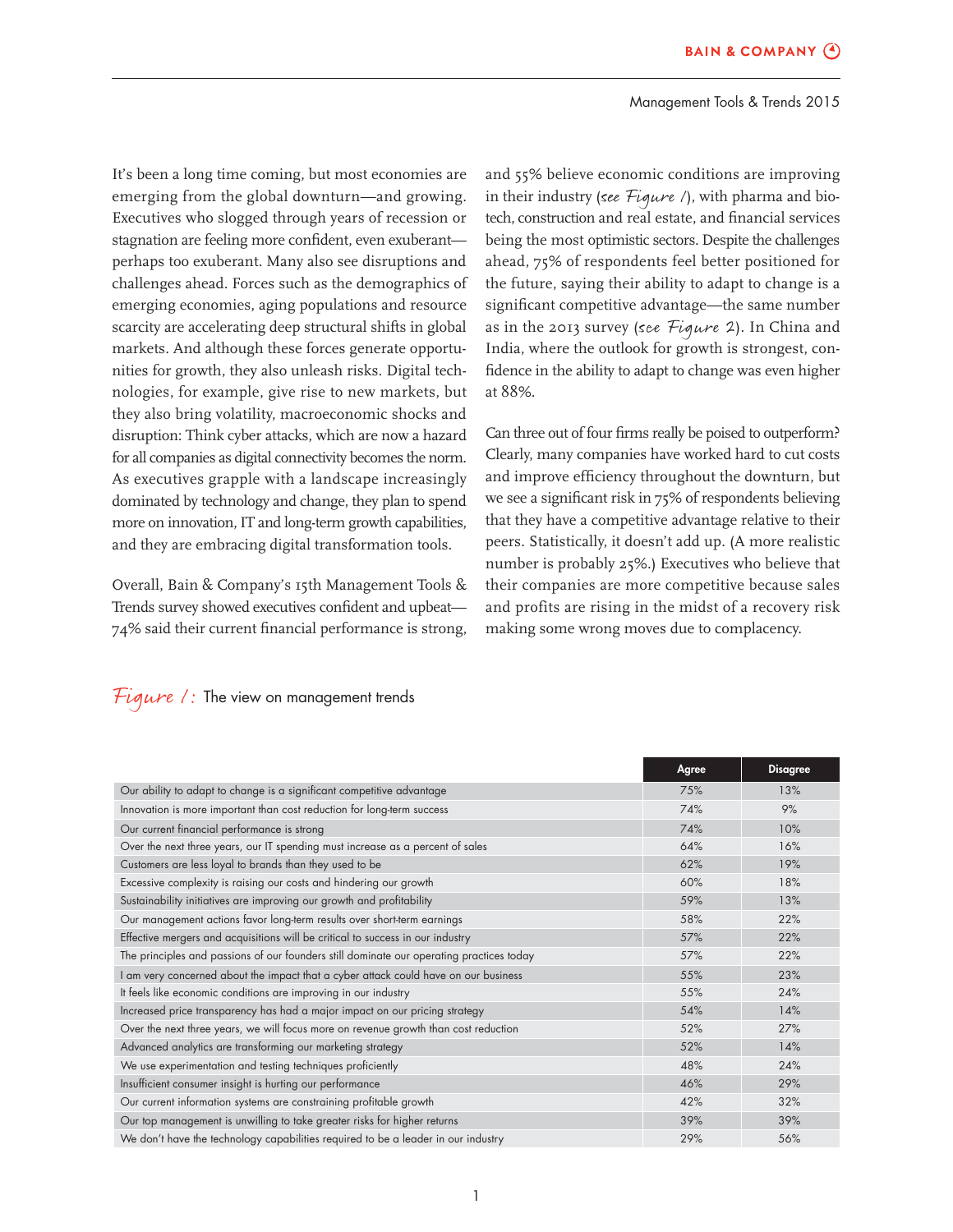It's been a long time coming, but most economies are emerging from the global downturn—and growing. Executives who slogged through years of recession or stagnation are feeling more confident, even exuberant—perhaps too exuberant. Many also see disruptions and challenges ahead. Forces such as the demographics of emerging economies, aging populations and resource scarcity are accelerating deep structural shifts in global markets. And although these forces generate opportunities for growth, they also unleash risks. Digital technologies, for example, give rise to new markets, but they also bring volatility, macroeconomic shocks and disruption: Think cyber attacks, which are now a hazard for all companies as digital connectivity becomes the norm. As executives grapple with a landscape increasingly dominated by technology and change, they plan to spend more on innovation, IT and long-term growth capabilities, and they are embracing digital transformation tools.

Overall, Bain & Company's 15th Management Tools & Trends survey showed executives confident and upbeat—74% said their current financial performance is strong, and 55% believe economic conditions are improving in their industry (*see Figure 1*), with pharma and biotech, construction and real estate, and financial services being the most optimistic sectors. Despite the challenges ahead, 75% of respondents feel better positioned for the future, saying their ability to adapt to change is a significant competitive advantage—the same number as in the 2013 survey (*see Figure 2*). In China and India, where the outlook for growth is strongest, confidence in the ability to adapt to change was even higher at 88%.

Can three out of four firms really be poised to outperform? Clearly, many companies have worked hard to cut costs and improve efficiency throughout the downturn, but we see a significant risk in 75% of respondents believing that they have a competitive advantage relative to their peers. Statistically, it doesn't add up. (A more realistic number is probably 25%.) Executives who believe that their companies are more competitive because sales and profits are rising in the midst of a recovery risk making some wrong moves due to complacency.

*Figure 1:* The view on management trends

| | Agree | Disagree |
|---|---|---|
| Our ability to adapt to change is a significant competitive advantage | 75% | 13% |
| Innovation is more important than cost reduction for long-term success | 74% | 9% |
| Our current financial performance is strong | 74% | 10% |
| Over the next three years, our IT spending must increase as a percent of sales | 64% | 16% |
| Customers are less loyal to brands than they used to be | 62% | 19% |
| Excessive complexity is raising our costs and hindering our growth | 60% | 18% |
| Sustainability initiatives are improving our growth and profitability | 59% | 13% |
| Our management actions favor long-term results over short-term earnings | 58% | 22% |
| Effective mergers and acquisitions will be critical to success in our industry | 57% | 22% |
| The principles and passions of our founders still dominate our operating practices today | 57% | 22% |
| I am very concerned about the impact that a cyber attack could have on our business | 55% | 23% |
| It feels like economic conditions are improving in our industry | 55% | 24% |
| Increased price transparency has had a major impact on our pricing strategy | 54% | 14% |
| Over the next three years, we will focus more on revenue growth than cost reduction | 52% | 27% |
| Advanced analytics are transforming our marketing strategy | 52% | 14% |
| We use experimentation and testing techniques proficiently | 48% | 24% |
| Insufficient consumer insight is hurting our performance | 46% | 29% |
| Our current information systems are constraining profitable growth | 42% | 32% |
| Our top management is unwilling to take greater risks for higher returns | 39% | 39% |
| We don't have the technology capabilities required to be a leader in our industry | 29% | 56% |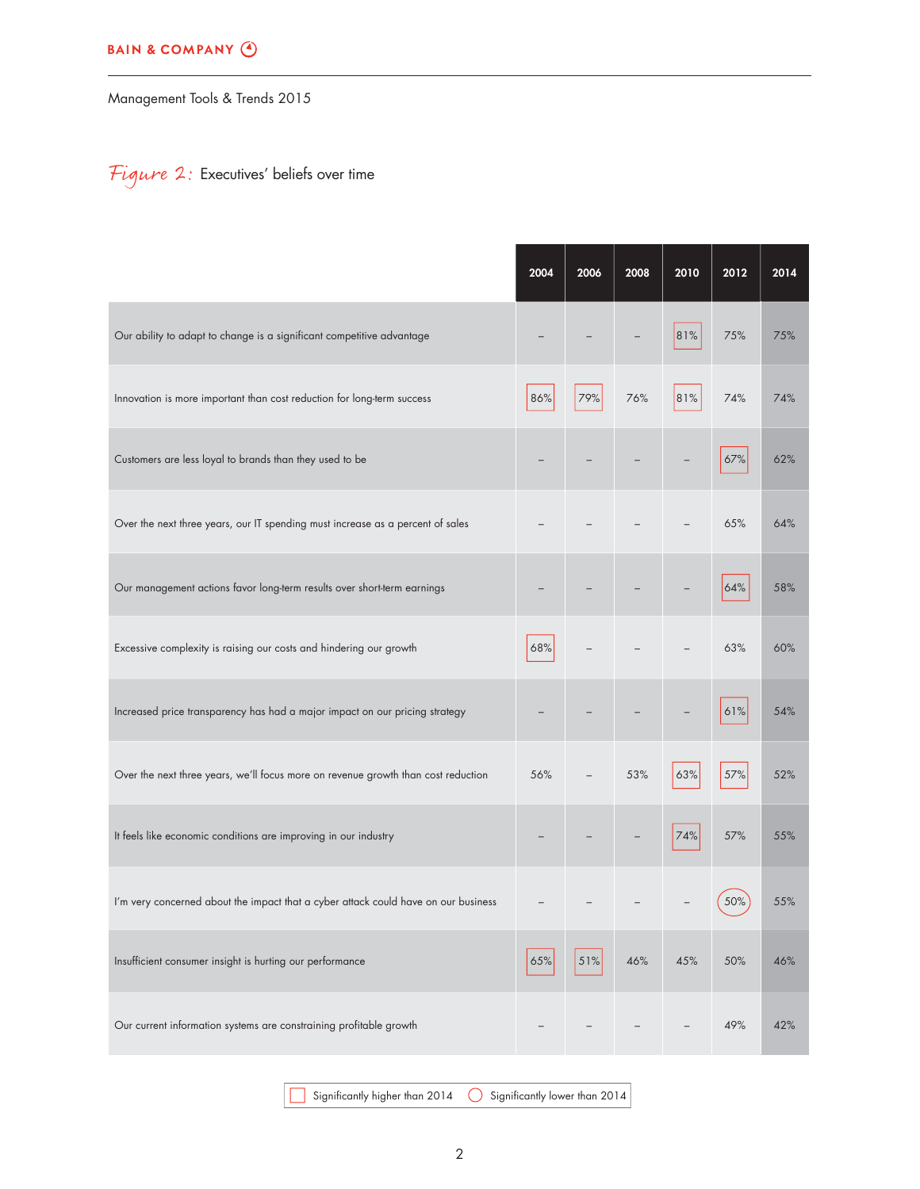## *Figure 2:* Executives' beliefs over time

| | 2004 | 2006 | 2008 | 2010 | 2012 | 2014 |
|---|---|---|---|---|---|---|
| Our ability to adapt to change is a significant competitive advantage | – | – | – | 81% | 75% | 75% |
| Innovation is more important than cost reduction for long-term success | 86% | 79% | 76% | 81% | 74% | 74% |
| Customers are less loyal to brands than they used to be | – | – | – | – | 67% | 62% |
| Over the next three years, our IT spending must increase as a percent of sales | – | – | – | – | 65% | 64% |
| Our management actions favor long-term results over short-term earnings | – | – | – | – | 64% | 58% |
| Excessive complexity is raising our costs and hindering our growth | 68% | – | – | – | 63% | 60% |
| Increased price transparency has had a major impact on our pricing strategy | – | – | – | – | 61% | 54% |
| Over the next three years, we'll focus more on revenue growth than cost reduction | 56% | – | 53% | 63% | 57% | 52% |
| It feels like economic conditions are improving in our industry | – | – | – | 74% | 57% | 55% |
| I'm very concerned about the impact that a cyber attack could have on our business | – | – | – | – | 50% | 55% |
| Insufficient consumer insight is hurting our performance | 65% | 51% | 46% | 45% | 50% | 46% |
| Our current information systems are constraining profitable growth | – | – | – | – | 49% | 42% |

Boxed values: Significantly higher than 2014 (Adapt to change 2010: 81%; Innovation 2004: 86%, 2006: 79%, 2010: 81%; Customers less loyal 2012: 67%; Management actions 2012: 64%; Excessive complexity 2004: 68%; Price transparency 2012: 61%; Revenue growth 2010: 63%, 2012: 57%; Economic conditions 2010: 74%; Consumer insight 2004: 65%, 2006: 51%)

Circled values: Significantly lower than 2014 (Cyber attack 2012: 50%)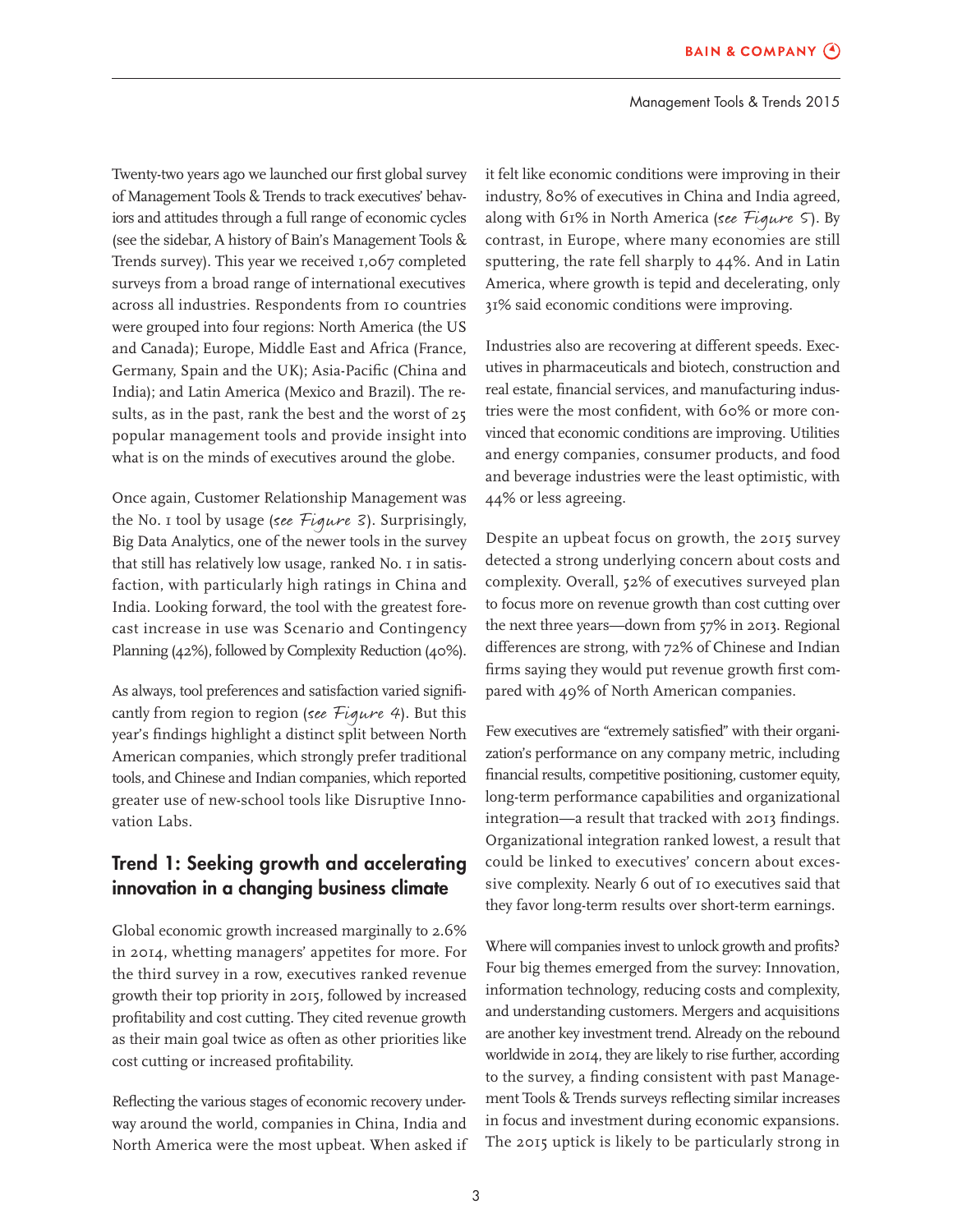Twenty-two years ago we launched our first global survey of Management Tools & Trends to track executives' behaviors and attitudes through a full range of economic cycles (see the sidebar, A history of Bain's Management Tools & Trends survey). This year we received 1,067 completed surveys from a broad range of international executives across all industries. Respondents from 10 countries were grouped into four regions: North America (the US and Canada); Europe, Middle East and Africa (France, Germany, Spain and the UK); Asia-Pacific (China and India); and Latin America (Mexico and Brazil). The results, as in the past, rank the best and the worst of 25 popular management tools and provide insight into what is on the minds of executives around the globe.

Once again, Customer Relationship Management was the No. 1 tool by usage (*see Figure 3*). Surprisingly, Big Data Analytics, one of the newer tools in the survey that still has relatively low usage, ranked No. 1 in satisfaction, with particularly high ratings in China and India. Looking forward, the tool with the greatest forecast increase in use was Scenario and Contingency Planning (42%), followed by Complexity Reduction (40%).

As always, tool preferences and satisfaction varied significantly from region to region (*see Figure 4*). But this year's findings highlight a distinct split between North American companies, which strongly prefer traditional tools, and Chinese and Indian companies, which reported greater use of new-school tools like Disruptive Innovation Labs.

## Trend 1: Seeking growth and accelerating innovation in a changing business climate

Global economic growth increased marginally to 2.6% in 2014, whetting managers' appetites for more. For the third survey in a row, executives ranked revenue growth their top priority in 2015, followed by increased profitability and cost cutting. They cited revenue growth as their main goal twice as often as other priorities like cost cutting or increased profitability.

Reflecting the various stages of economic recovery underway around the world, companies in China, India and North America were the most upbeat. When asked if it felt like economic conditions were improving in their industry, 80% of executives in China and India agreed, along with 61% in North America (*see Figure 5*). By contrast, in Europe, where many economies are still sputtering, the rate fell sharply to 44%. And in Latin America, where growth is tepid and decelerating, only 31% said economic conditions were improving.

Industries also are recovering at different speeds. Executives in pharmaceuticals and biotech, construction and real estate, financial services, and manufacturing industries were the most confident, with 60% or more convinced that economic conditions are improving. Utilities and energy companies, consumer products, and food and beverage industries were the least optimistic, with 44% or less agreeing.

Despite an upbeat focus on growth, the 2015 survey detected a strong underlying concern about costs and complexity. Overall, 52% of executives surveyed plan to focus more on revenue growth than cost cutting over the next three years—down from 57% in 2013. Regional differences are strong, with 72% of Chinese and Indian firms saying they would put revenue growth first compared with 49% of North American companies.

Few executives are "extremely satisfied" with their organization's performance on any company metric, including financial results, competitive positioning, customer equity, long-term performance capabilities and organizational integration—a result that tracked with 2013 findings. Organizational integration ranked lowest, a result that could be linked to executives' concern about excessive complexity. Nearly 6 out of 10 executives said that they favor long-term results over short-term earnings.

Where will companies invest to unlock growth and profits? Four big themes emerged from the survey: Innovation, information technology, reducing costs and complexity, and understanding customers. Mergers and acquisitions are another key investment trend. Already on the rebound worldwide in 2014, they are likely to rise further, according to the survey, a finding consistent with past Management Tools & Trends surveys reflecting similar increases in focus and investment during economic expansions. The 2015 uptick is likely to be particularly strong in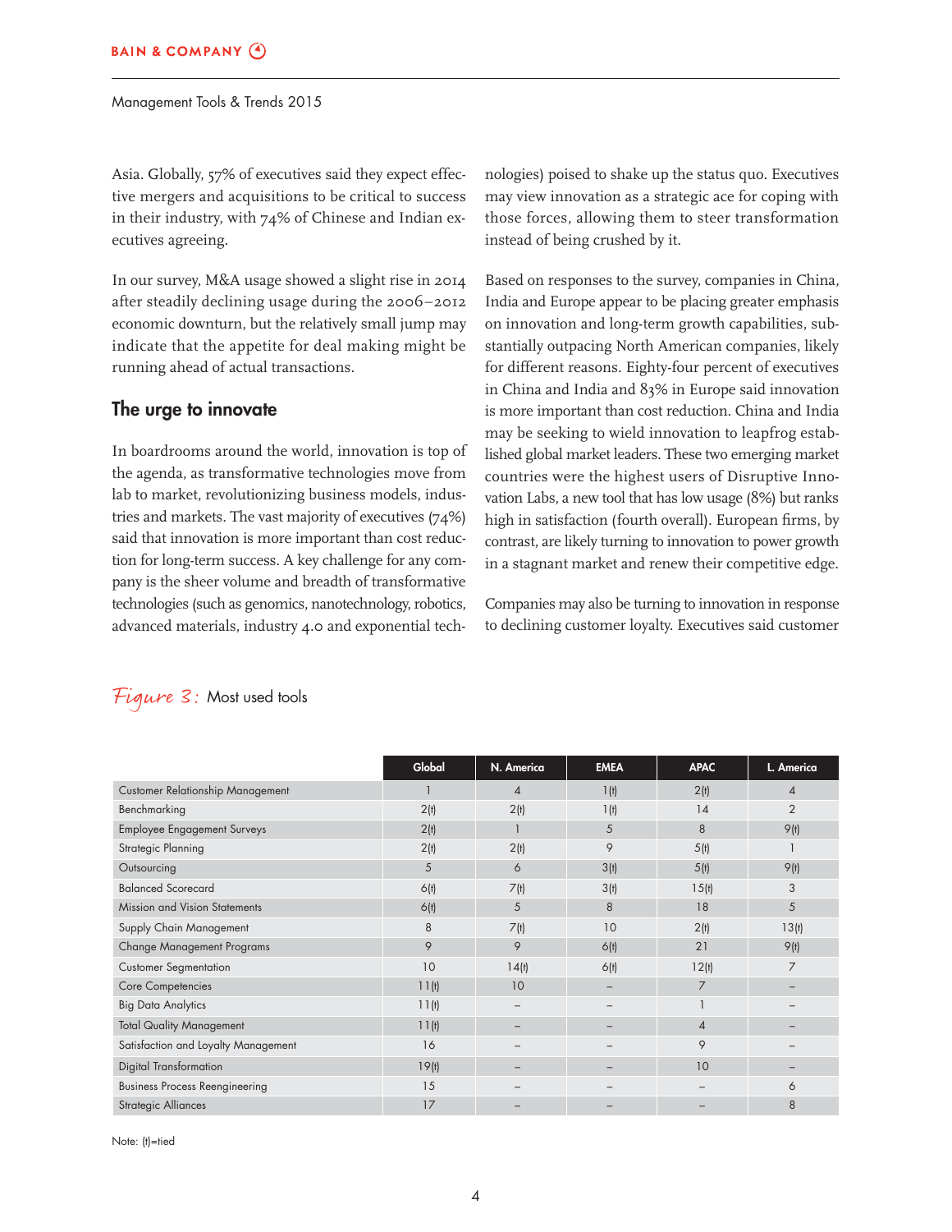Asia. Globally, 57% of executives said they expect effective mergers and acquisitions to be critical to success in their industry, with 74% of Chinese and Indian executives agreeing.

In our survey, M&A usage showed a slight rise in 2014 after steadily declining usage during the 2006–2012 economic downturn, but the relatively small jump may indicate that the appetite for deal making might be running ahead of actual transactions.

## The urge to innovate

In boardrooms around the world, innovation is top of the agenda, as transformative technologies move from lab to market, revolutionizing business models, industries and markets. The vast majority of executives (74%) said that innovation is more important than cost reduction for long-term success. A key challenge for any company is the sheer volume and breadth of transformative technologies (such as genomics, nanotechnology, robotics, advanced materials, industry 4.0 and exponential technologies) poised to shake up the status quo. Executives may view innovation as a strategic ace for coping with those forces, allowing them to steer transformation instead of being crushed by it.

Based on responses to the survey, companies in China, India and Europe appear to be placing greater emphasis on innovation and long-term growth capabilities, substantially outpacing North American companies, likely for different reasons. Eighty-four percent of executives in China and India and 83% in Europe said innovation is more important than cost reduction. China and India may be seeking to wield innovation to leapfrog established global market leaders. These two emerging market countries were the highest users of Disruptive Innovation Labs, a new tool that has low usage (8%) but ranks high in satisfaction (fourth overall). European firms, by contrast, are likely turning to innovation to power growth in a stagnant market and renew their competitive edge.

Companies may also be turning to innovation in response to declining customer loyalty. Executives said customer

*Figure 3:* Most used tools

| | Global | N. America | EMEA | APAC | L. America |
|---|---|---|---|---|---|
| Customer Relationship Management | 1 | 4 | 1(t) | 2(t) | 4 |
| Benchmarking | 2(t) | 2(t) | 1(t) | 14 | 2 |
| Employee Engagement Surveys | 2(t) | 1 | 5 | 8 | 9(t) |
| Strategic Planning | 2(t) | 2(t) | 9 | 5(t) | 1 |
| Outsourcing | 5 | 6 | 3(t) | 5(t) | 9(t) |
| Balanced Scorecard | 6(t) | 7(t) | 3(t) | 15(t) | 3 |
| Mission and Vision Statements | 6(t) | 5 | 8 | 18 | 5 |
| Supply Chain Management | 8 | 7(t) | 10 | 2(t) | 13(t) |
| Change Management Programs | 9 | 9 | 6(t) | 21 | 9(t) |
| Customer Segmentation | 10 | 14(t) | 6(t) | 12(t) | 7 |
| Core Competencies | 11(t) | 10 | – | 7 | – |
| Big Data Analytics | 11(t) | – | – | 1 | – |
| Total Quality Management | 11(t) | – | – | 4 | – |
| Satisfaction and Loyalty Management | 16 | – | – | 9 | – |
| Digital Transformation | 19(t) | – | – | 10 | – |
| Business Process Reengineering | 15 | – | – | – | 6 |
| Strategic Alliances | 17 | – | – | – | 8 |

Note: (t)=tied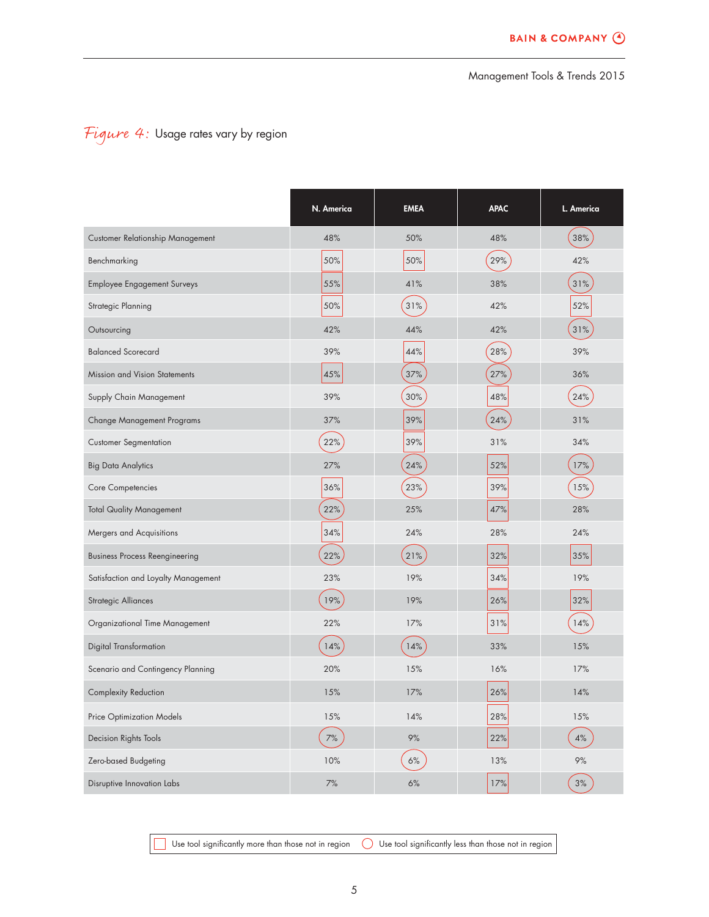*Figure 4:* Usage rates vary by region

| | N. America | EMEA | APAC | L. America |
|---|---|---|---|---|
| Customer Relationship Management | 48% | 50% | 48% | 38% ○ |
| Benchmarking | 50% □ | 50% □ | 29% ○ | 42% |
| Employee Engagement Surveys | 55% □ | 41% | 38% | 31% ○ |
| Strategic Planning | 50% □ | 31% ○ | 42% | 52% □ |
| Outsourcing | 42% | 44% | 42% | 31% ○ |
| Balanced Scorecard | 39% | 44% □ | 28% ○ | 39% |
| Mission and Vision Statements | 45% □ | 37% ○ | 27% ○ | 36% |
| Supply Chain Management | 39% | 30% ○ | 48% □ | 24% ○ |
| Change Management Programs | 37% | 39% □ | 24% ○ | 31% |
| Customer Segmentation | 22% ○ | 39% □ | 31% | 34% |
| Big Data Analytics | 27% | 24% ○ | 52% □ | 17% ○ |
| Core Competencies | 36% □ | 23% ○ | 39% □ | 15% ○ |
| Total Quality Management | 22% ○ | 25% | 47% □ | 28% |
| Mergers and Acquisitions | 34% □ | 24% | 28% | 24% |
| Business Process Reengineering | 22% ○ | 21% ○ | 32% □ | 35% □ |
| Satisfaction and Loyalty Management | 23% | 19% | 34% □ | 19% |
| Strategic Alliances | 19% ○ | 19% | 26% □ | 32% □ |
| Organizational Time Management | 22% | 17% | 31% □ | 14% ○ |
| Digital Transformation | 14% ○ | 14% ○ | 33% | 15% |
| Scenario and Contingency Planning | 20% | 15% | 16% | 17% |
| Complexity Reduction | 15% | 17% | 26% □ | 14% |
| Price Optimization Models | 15% | 14% | 28% □ | 15% |
| Decision Rights Tools | 7% ○ | 9% | 22% □ | 4% ○ |
| Zero-based Budgeting | 10% | 6% ○ | 13% | 9% |
| Disruptive Innovation Labs | 7% | 6% | 17% □ | 3% ○ |

□ Use tool significantly more than those not in region ○ Use tool significantly less than those not in region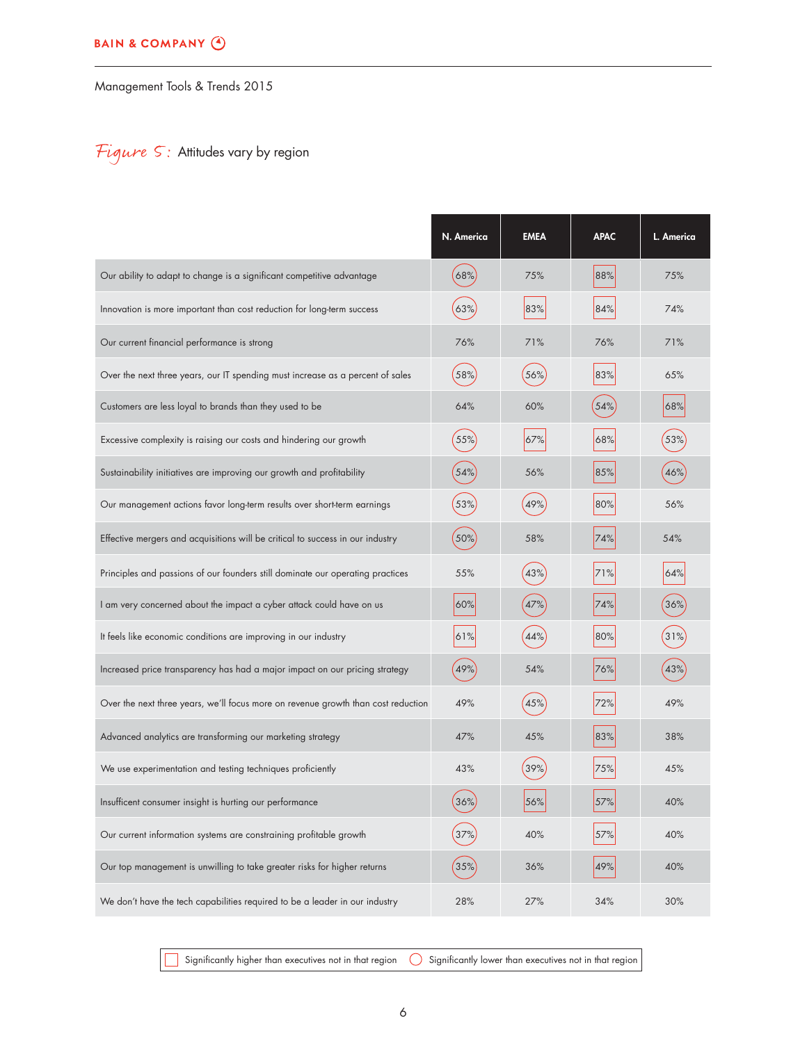## Figure 5: Attitudes vary by region

| | N. America | EMEA | APAC | L. America |
|---|---|---|---|---|
| Our ability to adapt to change is a significant competitive advantage | 68% (lower) | 75% | 88% (higher) | 75% |
| Innovation is more important than cost reduction for long-term success | 63% (lower) | 83% (higher) | 84% (higher) | 74% |
| Our current financial performance is strong | 76% | 71% | 76% | 71% |
| Over the next three years, our IT spending must increase as a percent of sales | 58% (lower) | 56% (lower) | 83% (higher) | 65% |
| Customers are less loyal to brands than they used to be | 64% | 60% | 54% (lower) | 68% (higher) |
| Excessive complexity is raising our costs and hindering our growth | 55% (lower) | 67% (higher) | 68% (higher) | 53% (lower) |
| Sustainability initiatives are improving our growth and profitability | 54% (lower) | 56% | 85% (higher) | 46% (lower) |
| Our management actions favor long-term results over short-term earnings | 53% (lower) | 49% (lower) | 80% (higher) | 56% |
| Effective mergers and acquisitions will be critical to success in our industry | 50% (lower) | 58% | 74% (higher) | 54% |
| Principles and passions of our founders still dominate our operating practices | 55% | 43% (lower) | 71% (higher) | 64% (higher) |
| I am very concerned about the impact a cyber attack could have on us | 60% (higher) | 47% (lower) | 74% (higher) | 36% (lower) |
| It feels like economic conditions are improving in our industry | 61% (higher) | 44% (lower) | 80% (higher) | 31% (lower) |
| Increased price transparency has had a major impact on our pricing strategy | 49% (lower) | 54% | 76% (higher) | 43% (lower) |
| Over the next three years, we'll focus more on revenue growth than cost reduction | 49% | 45% (lower) | 72% (higher) | 49% |
| Advanced analytics are transforming our marketing strategy | 47% | 45% | 83% (higher) | 38% |
| We use experimentation and testing techniques proficiently | 43% | 39% (lower) | 75% (higher) | 45% |
| Insufficient consumer insight is hurting our performance | 36% (lower) | 56% (higher) | 57% (higher) | 40% |
| Our current information systems are constraining profitable growth | 37% (lower) | 40% | 57% (higher) | 40% |
| Our top management is unwilling to take greater risks for higher returns | 35% (lower) | 36% | 49% (higher) | 40% |
| We don't have the tech capabilities required to be a leader in our industry | 28% | 27% | 34% | 30% |

(higher) Significantly higher than executives not in that region; (lower) Significantly lower than executives not in that region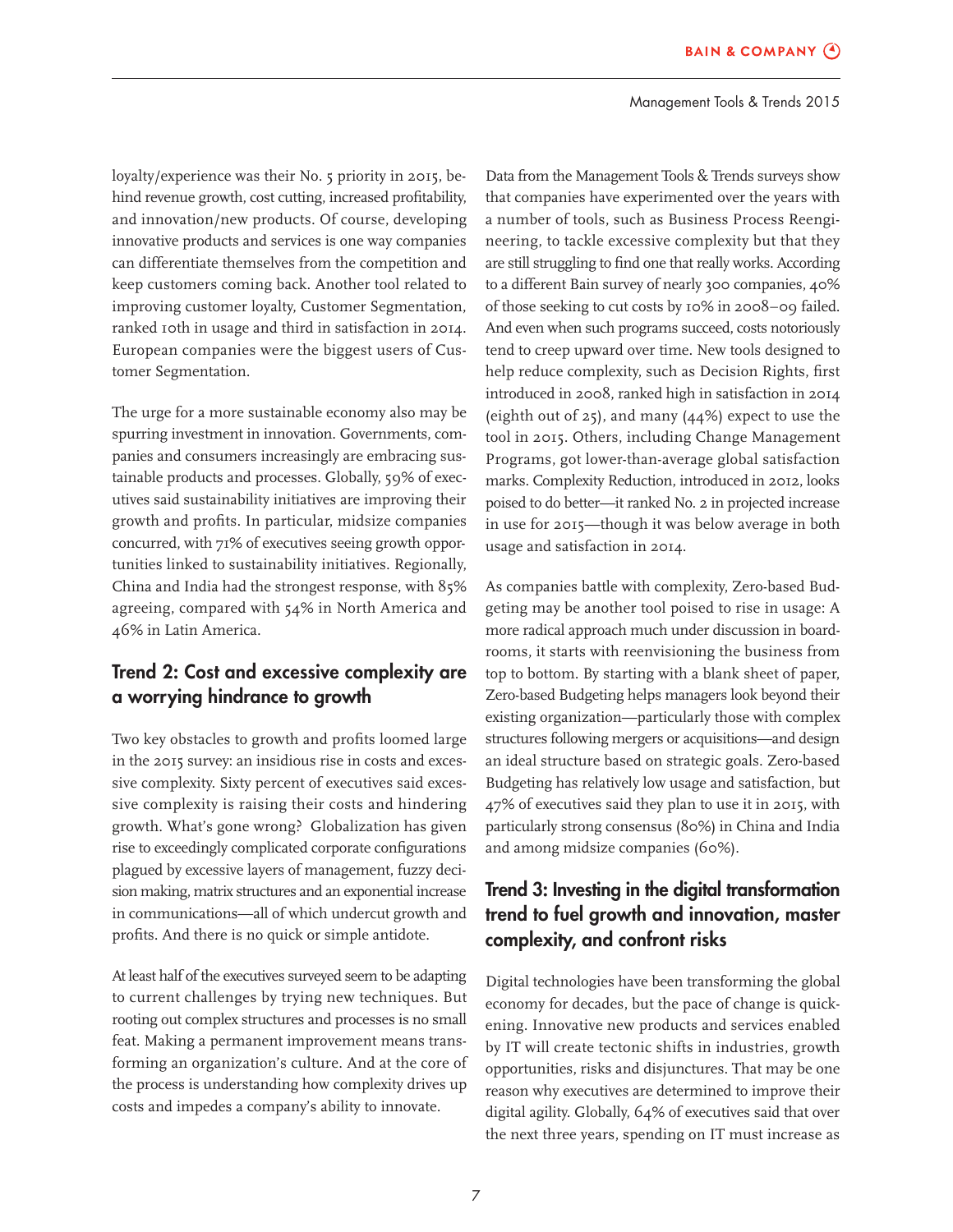loyalty/experience was their No. 5 priority in 2015, behind revenue growth, cost cutting, increased profitability, and innovation/new products. Of course, developing innovative products and services is one way companies can differentiate themselves from the competition and keep customers coming back. Another tool related to improving customer loyalty, Customer Segmentation, ranked 10th in usage and third in satisfaction in 2014. European companies were the biggest users of Customer Segmentation.

The urge for a more sustainable economy also may be spurring investment in innovation. Governments, companies and consumers increasingly are embracing sustainable products and processes. Globally, 59% of executives said sustainability initiatives are improving their growth and profits. In particular, midsize companies concurred, with 71% of executives seeing growth opportunities linked to sustainability initiatives. Regionally, China and India had the strongest response, with 85% agreeing, compared with 54% in North America and 46% in Latin America.

## Trend 2: Cost and excessive complexity are a worrying hindrance to growth

Two key obstacles to growth and profits loomed large in the 2015 survey: an insidious rise in costs and excessive complexity. Sixty percent of executives said excessive complexity is raising their costs and hindering growth. What's gone wrong? Globalization has given rise to exceedingly complicated corporate configurations plagued by excessive layers of management, fuzzy decision making, matrix structures and an exponential increase in communications—all of which undercut growth and profits. And there is no quick or simple antidote.

At least half of the executives surveyed seem to be adapting to current challenges by trying new techniques. But rooting out complex structures and processes is no small feat. Making a permanent improvement means transforming an organization's culture. And at the core of the process is understanding how complexity drives up costs and impedes a company's ability to innovate.

Data from the Management Tools & Trends surveys show that companies have experimented over the years with a number of tools, such as Business Process Reengineering, to tackle excessive complexity but that they are still struggling to find one that really works. According to a different Bain survey of nearly 300 companies, 40% of those seeking to cut costs by 10% in 2008–09 failed. And even when such programs succeed, costs notoriously tend to creep upward over time. New tools designed to help reduce complexity, such as Decision Rights, first introduced in 2008, ranked high in satisfaction in 2014 (eighth out of 25), and many (44%) expect to use the tool in 2015. Others, including Change Management Programs, got lower-than-average global satisfaction marks. Complexity Reduction, introduced in 2012, looks poised to do better—it ranked No. 2 in projected increase in use for 2015—though it was below average in both usage and satisfaction in 2014.

As companies battle with complexity, Zero-based Budgeting may be another tool poised to rise in usage: A more radical approach much under discussion in boardrooms, it starts with reenvisioning the business from top to bottom. By starting with a blank sheet of paper, Zero-based Budgeting helps managers look beyond their existing organization—particularly those with complex structures following mergers or acquisitions—and design an ideal structure based on strategic goals. Zero-based Budgeting has relatively low usage and satisfaction, but 47% of executives said they plan to use it in 2015, with particularly strong consensus (80%) in China and India and among midsize companies (60%).

## Trend 3: Investing in the digital transformation trend to fuel growth and innovation, master complexity, and confront risks

Digital technologies have been transforming the global economy for decades, but the pace of change is quickening. Innovative new products and services enabled by IT will create tectonic shifts in industries, growth opportunities, risks and disjunctures. That may be one reason why executives are determined to improve their digital agility. Globally, 64% of executives said that over the next three years, spending on IT must increase as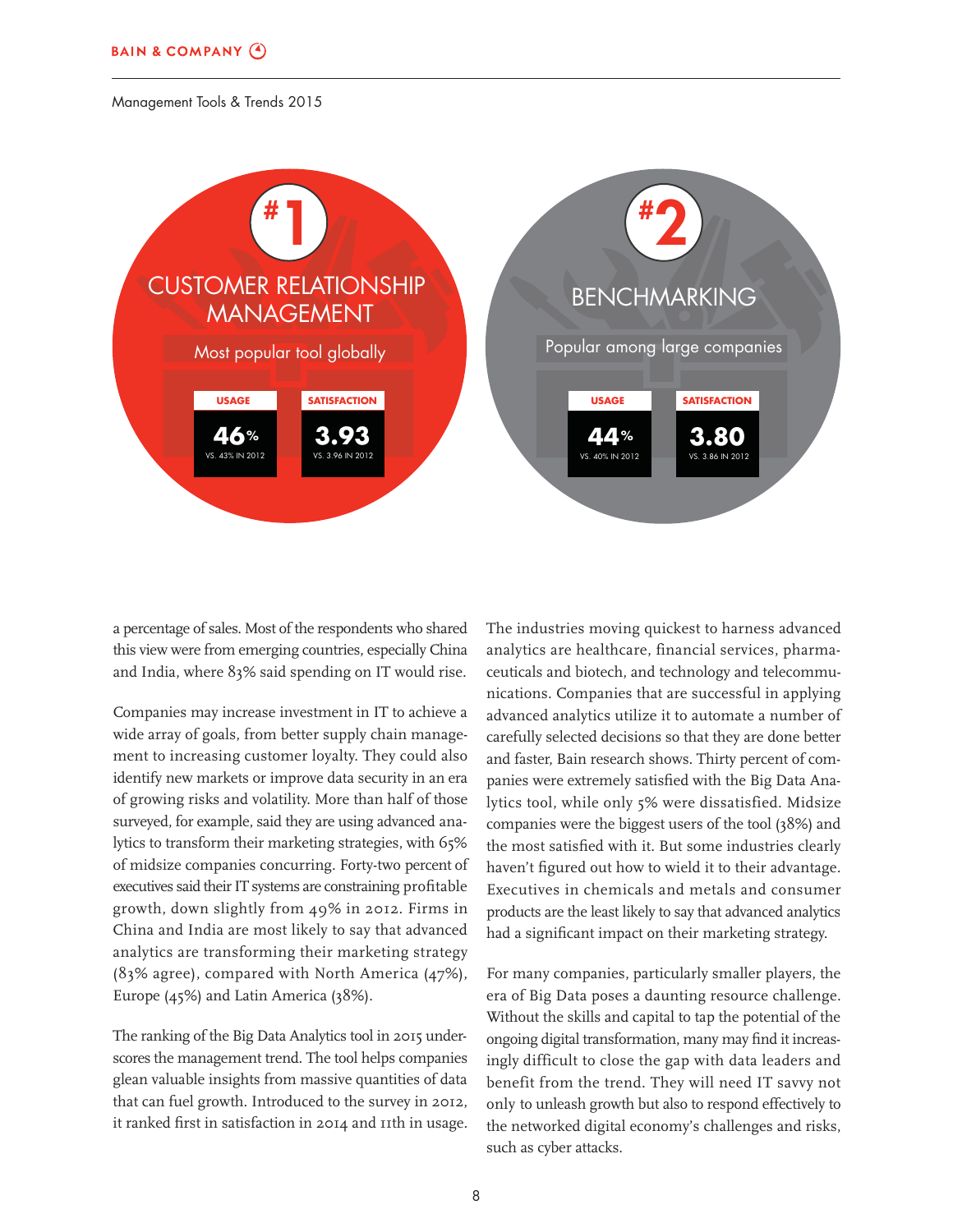## #1 CUSTOMER RELATIONSHIP MANAGEMENT

Most popular tool globally

| USAGE | SATISFACTION |
| --- | --- |
| 46% | 3.93 |
| VS. 43% IN 2012 | VS. 3.96 IN 2012 |

## #2 BENCHMARKING

Popular among large companies

| USAGE | SATISFACTION |
| --- | --- |
| 44% | 3.80 |
| VS. 40% IN 2012 | VS. 3.86 IN 2012 |

a percentage of sales. Most of the respondents who shared this view were from emerging countries, especially China and India, where 83% said spending on IT would rise.

Companies may increase investment in IT to achieve a wide array of goals, from better supply chain management to increasing customer loyalty. They could also identify new markets or improve data security in an era of growing risks and volatility. More than half of those surveyed, for example, said they are using advanced analytics to transform their marketing strategies, with 65% of midsize companies concurring. Forty-two percent of executives said their IT systems are constraining profitable growth, down slightly from 49% in 2012. Firms in China and India are most likely to say that advanced analytics are transforming their marketing strategy (83% agree), compared with North America (47%), Europe (45%) and Latin America (38%).

The ranking of the Big Data Analytics tool in 2015 underscores the management trend. The tool helps companies glean valuable insights from massive quantities of data that can fuel growth. Introduced to the survey in 2012, it ranked first in satisfaction in 2014 and 11th in usage.

The industries moving quickest to harness advanced analytics are healthcare, financial services, pharmaceuticals and biotech, and technology and telecommunications. Companies that are successful in applying advanced analytics utilize it to automate a number of carefully selected decisions so that they are done better and faster, Bain research shows. Thirty percent of companies were extremely satisfied with the Big Data Analytics tool, while only 5% were dissatisfied. Midsize companies were the biggest users of the tool (38%) and the most satisfied with it. But some industries clearly haven't figured out how to wield it to their advantage. Executives in chemicals and metals and consumer products are the least likely to say that advanced analytics had a significant impact on their marketing strategy.

For many companies, particularly smaller players, the era of Big Data poses a daunting resource challenge. Without the skills and capital to tap the potential of the ongoing digital transformation, many may find it increasingly difficult to close the gap with data leaders and benefit from the trend. They will need IT savvy not only to unleash growth but also to respond effectively to the networked digital economy's challenges and risks, such as cyber attacks.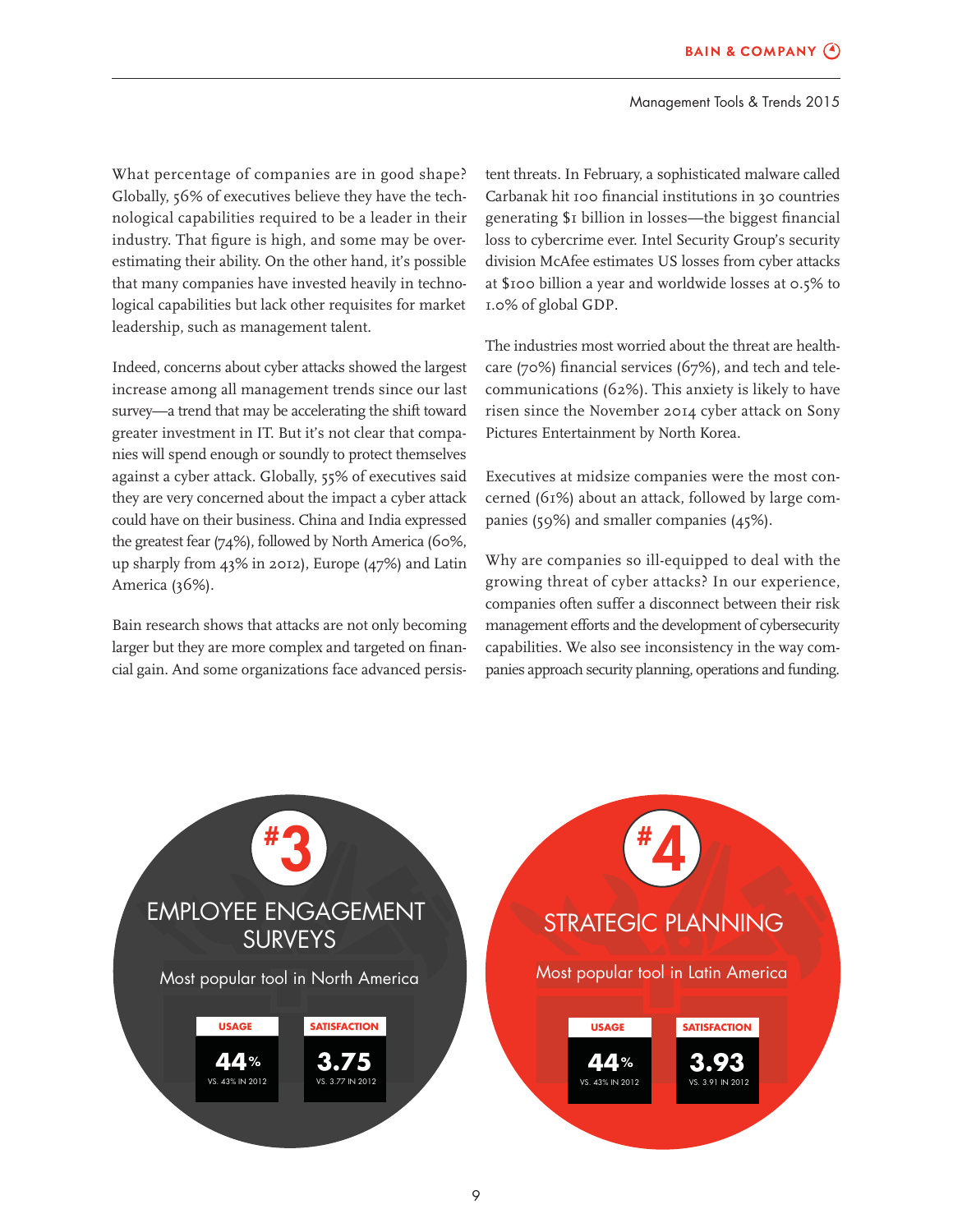What percentage of companies are in good shape? Globally, 56% of executives believe they have the technological capabilities required to be a leader in their industry. That figure is high, and some may be overestimating their ability. On the other hand, it's possible that many companies have invested heavily in technological capabilities but lack other requisites for market leadership, such as management talent.

Indeed, concerns about cyber attacks showed the largest increase among all management trends since our last survey—a trend that may be accelerating the shift toward greater investment in IT. But it's not clear that companies will spend enough or soundly to protect themselves against a cyber attack. Globally, 55% of executives said they are very concerned about the impact a cyber attack could have on their business. China and India expressed the greatest fear (74%), followed by North America (60%, up sharply from 43% in 2012), Europe (47%) and Latin America (36%).

Bain research shows that attacks are not only becoming larger but they are more complex and targeted on financial gain. And some organizations face advanced persistent threats. In February, a sophisticated malware called Carbanak hit 100 financial institutions in 30 countries generating $1 billion in losses—the biggest financial loss to cybercrime ever. Intel Security Group's security division McAfee estimates US losses from cyber attacks at $100 billion a year and worldwide losses at 0.5% to 1.0% of global GDP.

The industries most worried about the threat are healthcare (70%) financial services (67%), and tech and telecommunications (62%). This anxiety is likely to have risen since the November 2014 cyber attack on Sony Pictures Entertainment by North Korea.

Executives at midsize companies were the most concerned (61%) about an attack, followed by large companies (59%) and smaller companies (45%).

Why are companies so ill-equipped to deal with the growing threat of cyber attacks? In our experience, companies often suffer a disconnect between their risk management efforts and the development of cybersecurity capabilities. We also see inconsistency in the way companies approach security planning, operations and funding.

## #3 EMPLOYEE ENGAGEMENT SURVEYS

Most popular tool in North America

| USAGE | SATISFACTION |
|---|---|
| 44% | 3.75 |
| VS. 43% IN 2012 | VS. 3.77 IN 2012 |

## #4 STRATEGIC PLANNING

Most popular tool in Latin America

| USAGE | SATISFACTION |
|---|---|
| 44% | 3.93 |
| VS. 43% IN 2012 | VS. 3.91 IN 2012 |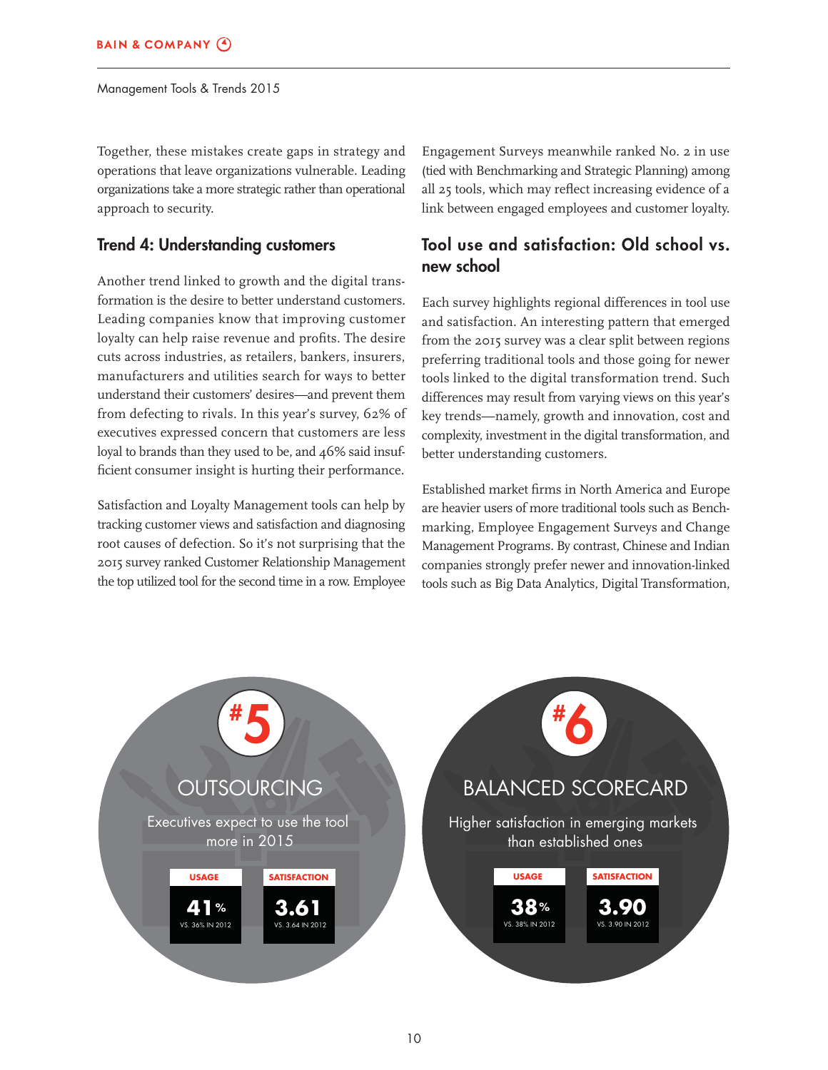Together, these mistakes create gaps in strategy and operations that leave organizations vulnerable. Leading organizations take a more strategic rather than operational approach to security.

## Trend 4: Understanding customers

Another trend linked to growth and the digital transformation is the desire to better understand customers. Leading companies know that improving customer loyalty can help raise revenue and profits. The desire cuts across industries, as retailers, bankers, insurers, manufacturers and utilities search for ways to better understand their customers' desires—and prevent them from defecting to rivals. In this year's survey, 62% of executives expressed concern that customers are less loyal to brands than they used to be, and 46% said insufficient consumer insight is hurting their performance.

Satisfaction and Loyalty Management tools can help by tracking customer views and satisfaction and diagnosing root causes of defection. So it's not surprising that the 2015 survey ranked Customer Relationship Management the top utilized tool for the second time in a row. Employee Engagement Surveys meanwhile ranked No. 2 in use (tied with Benchmarking and Strategic Planning) among all 25 tools, which may reflect increasing evidence of a link between engaged employees and customer loyalty.

## Tool use and satisfaction: Old school vs. new school

Each survey highlights regional differences in tool use and satisfaction. An interesting pattern that emerged from the 2015 survey was a clear split between regions preferring traditional tools and those going for newer tools linked to the digital transformation trend. Such differences may result from varying views on this year's key trends—namely, growth and innovation, cost and complexity, investment in the digital transformation, and better understanding customers.

Established market firms in North America and Europe are heavier users of more traditional tools such as Benchmarking, Employee Engagement Surveys and Change Management Programs. By contrast, Chinese and Indian companies strongly prefer newer and innovation-linked tools such as Big Data Analytics, Digital Transformation,

**#5 OUTSOURCING**

Executives expect to use the tool more in 2015

| USAGE | SATISFACTION |
|---|---|
| 41% | 3.61 |
| VS. 36% IN 2012 | VS. 3.64 IN 2012 |

**#6 BALANCED SCORECARD**

Higher satisfaction in emerging markets than established ones

| USAGE | SATISFACTION |
|---|---|
| 38% | 3.90 |
| VS. 38% IN 2012 | VS. 3.90 IN 2012 |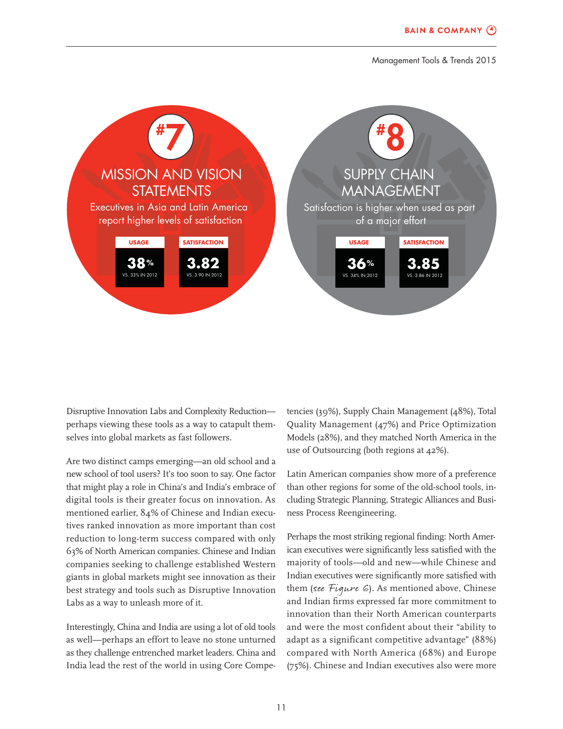## #7 MISSION AND VISION STATEMENTS

Executives in Asia and Latin America report higher levels of satisfaction

| USAGE | SATISFACTION |
|---|---|
| 38% | 3.82 |
| VS. 33% IN 2012 | VS. 3.90 IN 2012 |

## #8 SUPPLY CHAIN MANAGEMENT

Satisfaction is higher when used as part of a major effort

| USAGE | SATISFACTION |
|---|---|
| 36% | 3.85 |
| VS. 34% IN 2012 | VS. 3.86 IN 2012 |

Disruptive Innovation Labs and Complexity Reduction—perhaps viewing these tools as a way to catapult themselves into global markets as fast followers.

Are two distinct camps emerging—an old school and a new school of tool users? It's too soon to say. One factor that might play a role in China's and India's embrace of digital tools is their greater focus on innovation. As mentioned earlier, 84% of Chinese and Indian executives ranked innovation as more important than cost reduction to long-term success compared with only 63% of North American companies. Chinese and Indian companies seeking to challenge established Western giants in global markets might see innovation as their best strategy and tools such as Disruptive Innovation Labs as a way to unleash more of it.

Interestingly, China and India are using a lot of old tools as well—perhaps an effort to leave no stone unturned as they challenge entrenched market leaders. China and India lead the rest of the world in using Core Competencies (39%), Supply Chain Management (48%), Total Quality Management (47%) and Price Optimization Models (28%), and they matched North America in the use of Outsourcing (both regions at 42%).

Latin American companies show more of a preference than other regions for some of the old-school tools, including Strategic Planning, Strategic Alliances and Business Process Reengineering.

Perhaps the most striking regional finding: North American executives were significantly less satisfied with the majority of tools—old and new—while Chinese and Indian executives were significantly more satisfied with them (*see Figure 6*). As mentioned above, Chinese and Indian firms expressed far more commitment to innovation than their North American counterparts and were the most confident about their "ability to adapt as a significant competitive advantage" (88%) compared with North America (68%) and Europe (75%). Chinese and Indian executives also were more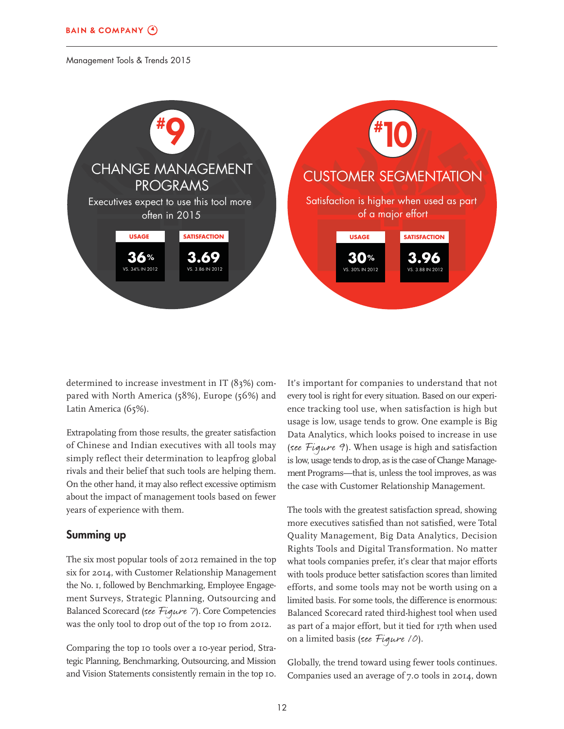#9

CHANGE MANAGEMENT PROGRAMS

Executives expect to use this tool more often in 2015

| USAGE | SATISFACTION |
| --- | --- |
| 36% | 3.69 |
| VS. 34% IN 2012 | VS. 3.86 IN 2012 |

#10

CUSTOMER SEGMENTATION

Satisfaction is higher when used as part of a major effort

| USAGE | SATISFACTION |
| --- | --- |
| 30% | 3.96 |
| VS. 30% IN 2012 | VS. 3.88 IN 2012 |

determined to increase investment in IT (83%) compared with North America (58%), Europe (56%) and Latin America (65%).

Extrapolating from those results, the greater satisfaction of Chinese and Indian executives with all tools may simply reflect their determination to leapfrog global rivals and their belief that such tools are helping them. On the other hand, it may also reflect excessive optimism about the impact of management tools based on fewer years of experience with them.

## Summing up

The six most popular tools of 2012 remained in the top six for 2014, with Customer Relationship Management the No. 1, followed by Benchmarking, Employee Engagement Surveys, Strategic Planning, Outsourcing and Balanced Scorecard (*see Figure 7*). Core Competencies was the only tool to drop out of the top 10 from 2012.

Comparing the top 10 tools over a 10-year period, Strategic Planning, Benchmarking, Outsourcing, and Mission and Vision Statements consistently remain in the top 10.

It's important for companies to understand that not every tool is right for every situation. Based on our experience tracking tool use, when satisfaction is high but usage is low, usage tends to grow. One example is Big Data Analytics, which looks poised to increase in use (*see Figure 9*). When usage is high and satisfaction is low, usage tends to drop, as is the case of Change Management Programs—that is, unless the tool improves, as was the case with Customer Relationship Management.

The tools with the greatest satisfaction spread, showing more executives satisfied than not satisfied, were Total Quality Management, Big Data Analytics, Decision Rights Tools and Digital Transformation. No matter what tools companies prefer, it's clear that major efforts with tools produce better satisfaction scores than limited efforts, and some tools may not be worth using on a limited basis. For some tools, the difference is enormous: Balanced Scorecard rated third-highest tool when used as part of a major effort, but it tied for 17th when used on a limited basis (*see Figure 10*).

Globally, the trend toward using fewer tools continues. Companies used an average of 7.0 tools in 2014, down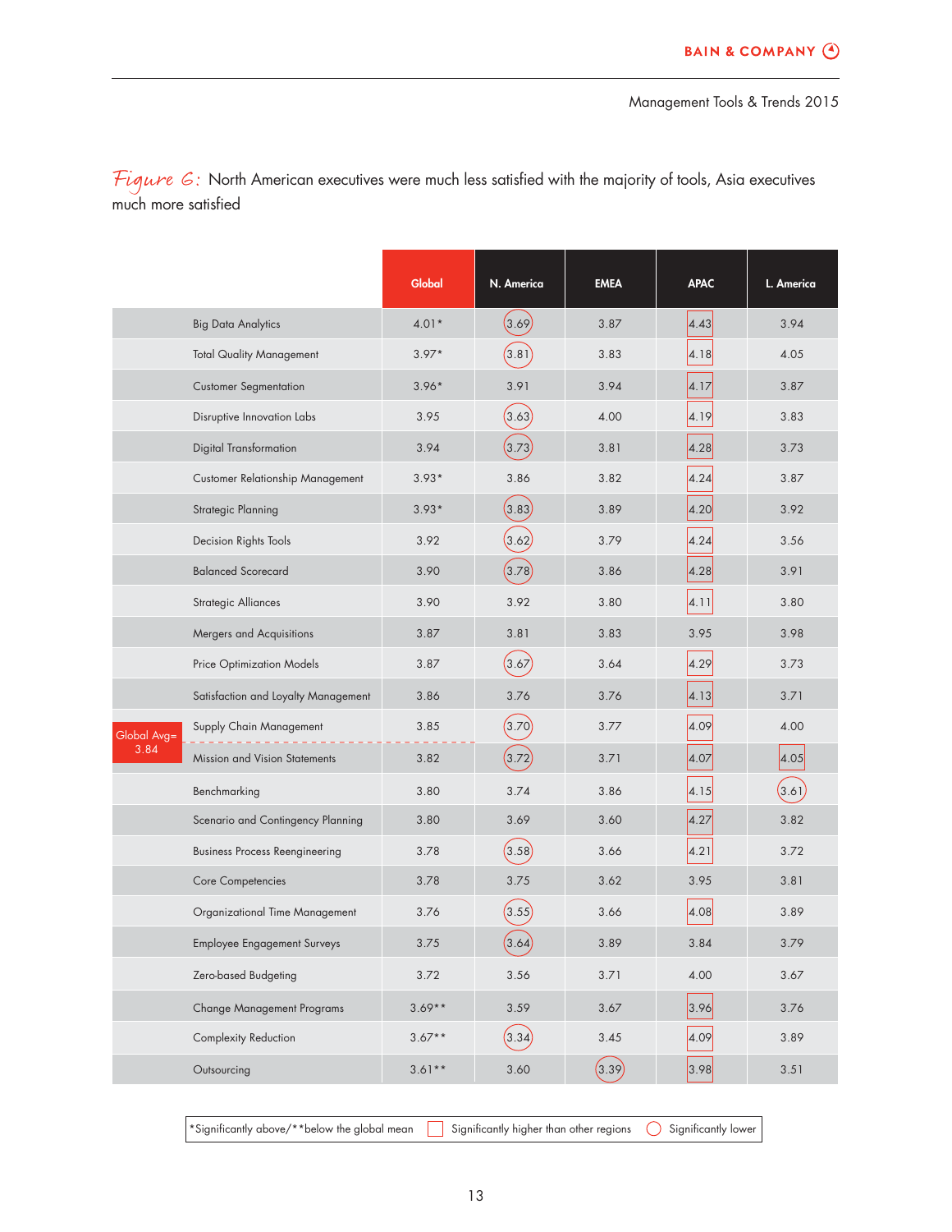*Figure 6:* North American executives were much less satisfied with the majority of tools, Asia executives much more satisfied

| | Global | N. America | EMEA | APAC | L. America |
|---|---|---|---|---|---|
| Big Data Analytics | 4.01* | 3.69 | 3.87 | 4.43 | 3.94 |
| Total Quality Management | 3.97* | 3.81 | 3.83 | 4.18 | 4.05 |
| Customer Segmentation | 3.96* | 3.91 | 3.94 | 4.17 | 3.87 |
| Disruptive Innovation Labs | 3.95 | 3.63 | 4.00 | 4.19 | 3.83 |
| Digital Transformation | 3.94 | 3.73 | 3.81 | 4.28 | 3.73 |
| Customer Relationship Management | 3.93* | 3.86 | 3.82 | 4.24 | 3.87 |
| Strategic Planning | 3.93* | 3.83 | 3.89 | 4.20 | 3.92 |
| Decision Rights Tools | 3.92 | 3.62 | 3.79 | 4.24 | 3.56 |
| Balanced Scorecard | 3.90 | 3.78 | 3.86 | 4.28 | 3.91 |
| Strategic Alliances | 3.90 | 3.92 | 3.80 | 4.11 | 3.80 |
| Mergers and Acquisitions | 3.87 | 3.81 | 3.83 | 3.95 | 3.98 |
| Price Optimization Models | 3.87 | 3.67 | 3.64 | 4.29 | 3.73 |
| Satisfaction and Loyalty Management | 3.86 | 3.76 | 3.76 | 4.13 | 3.71 |
| Supply Chain Management | 3.85 | 3.70 | 3.77 | 4.09 | 4.00 |
| Mission and Vision Statements | 3.82 | 3.72 | 3.71 | 4.07 | 4.05 |
| Benchmarking | 3.80 | 3.74 | 3.86 | 4.15 | 3.61 |
| Scenario and Contingency Planning | 3.80 | 3.69 | 3.60 | 4.27 | 3.82 |
| Business Process Reengineering | 3.78 | 3.58 | 3.66 | 4.21 | 3.72 |
| Core Competencies | 3.78 | 3.75 | 3.62 | 3.95 | 3.81 |
| Organizational Time Management | 3.76 | 3.55 | 3.66 | 4.08 | 3.89 |
| Employee Engagement Surveys | 3.75 | 3.64 | 3.89 | 3.84 | 3.79 |
| Zero-based Budgeting | 3.72 | 3.56 | 3.71 | 4.00 | 3.67 |
| Change Management Programs | 3.69** | 3.59 | 3.67 | 3.96 | 3.76 |
| Complexity Reduction | 3.67** | 3.34 | 3.45 | 4.09 | 3.89 |
| Outsourcing | 3.61** | 3.60 | 3.39 | 3.98 | 3.51 |

Global Avg= 3.84 (between Supply Chain Management and Mission and Vision Statements)

*Significantly above/**below the global mean; Boxed: Significantly higher than other regions; Circled: Significantly lower

Significantly higher than other regions (boxed): APAC values for all tools except Mergers and Acquisitions, Core Competencies, Employee Engagement Surveys, Zero-based Budgeting; L. America Mission and Vision Statements (4.05).

Significantly lower (circled): N. America values for Big Data Analytics, Total Quality Management, Disruptive Innovation Labs, Digital Transformation, Strategic Planning, Decision Rights Tools, Balanced Scorecard, Price Optimization Models, Supply Chain Management, Mission and Vision Statements, Business Process Reengineering, Organizational Time Management, Employee Engagement Surveys, Complexity Reduction; EMEA Outsourcing (3.39); L. America Benchmarking (3.61).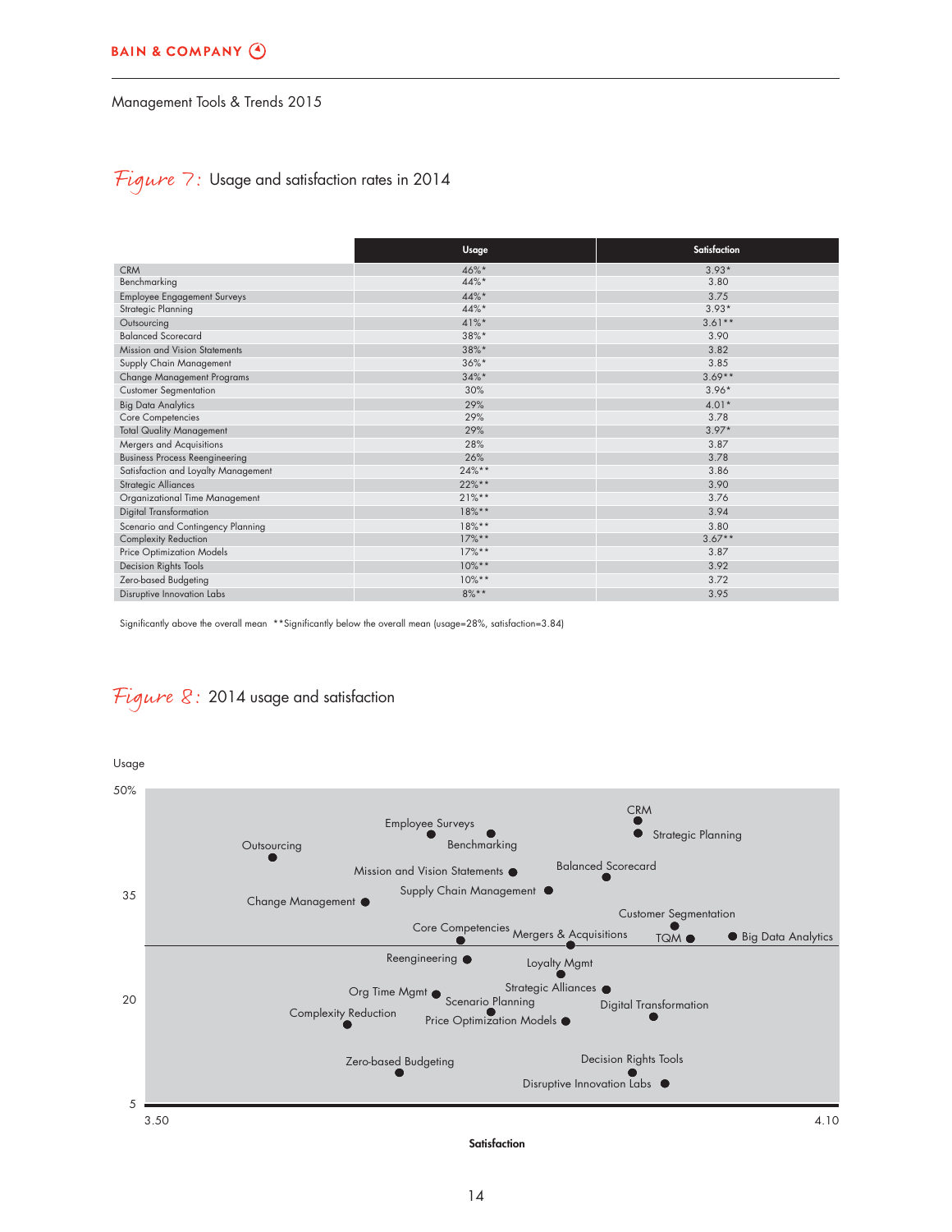## Figure 7: Usage and satisfaction rates in 2014

| | Usage | Satisfaction |
|---|---|---|
| CRM | 46%* | 3.93* |
| Benchmarking | 44%* | 3.80 |
| Employee Engagement Surveys | 44%* | 3.75 |
| Strategic Planning | 44%* | 3.93* |
| Outsourcing | 41%* | 3.61** |
| Balanced Scorecard | 38%* | 3.90 |
| Mission and Vision Statements | 38%* | 3.82 |
| Supply Chain Management | 36%* | 3.85 |
| Change Management Programs | 34%* | 3.69** |
| Customer Segmentation | 30% | 3.96* |
| Big Data Analytics | 29% | 4.01* |
| Core Competencies | 29% | 3.78 |
| Total Quality Management | 29% | 3.97* |
| Mergers and Acquisitions | 28% | 3.87 |
| Business Process Reengineering | 26% | 3.78 |
| Satisfaction and Loyalty Management | 24%** | 3.86 |
| Strategic Alliances | 22%** | 3.90 |
| Organizational Time Management | 21%** | 3.76 |
| Digital Transformation | 18%** | 3.94 |
| Scenario and Contingency Planning | 18%** | 3.80 |
| Complexity Reduction | 17%** | 3.67** |
| Price Optimization Models | 17%** | 3.87 |
| Decision Rights Tools | 10%** | 3.92 |
| Zero-based Budgeting | 10%** | 3.72 |
| Disruptive Innovation Labs | 8%** | 3.95 |

Significantly above the overall mean **Significantly below the overall mean (usage=28%, satisfaction=3.84)

## Figure 8: 2014 usage and satisfaction

Usage: 50%, 35, 20, 5

Satisfaction: 3.50, 4.10

Plotted tools: CRM, Strategic Planning, Employee Surveys, Benchmarking, Outsourcing, Mission and Vision Statements, Balanced Scorecard, Supply Chain Management, Change Management, Customer Segmentation, Core Competencies, Mergers & Acquisitions, TQM, Big Data Analytics, Reengineering, Loyalty Mgmt, Strategic Alliances, Org Time Mgmt, Scenario Planning, Digital Transformation, Complexity Reduction, Price Optimization Models, Zero-based Budgeting, Decision Rights Tools, Disruptive Innovation Labs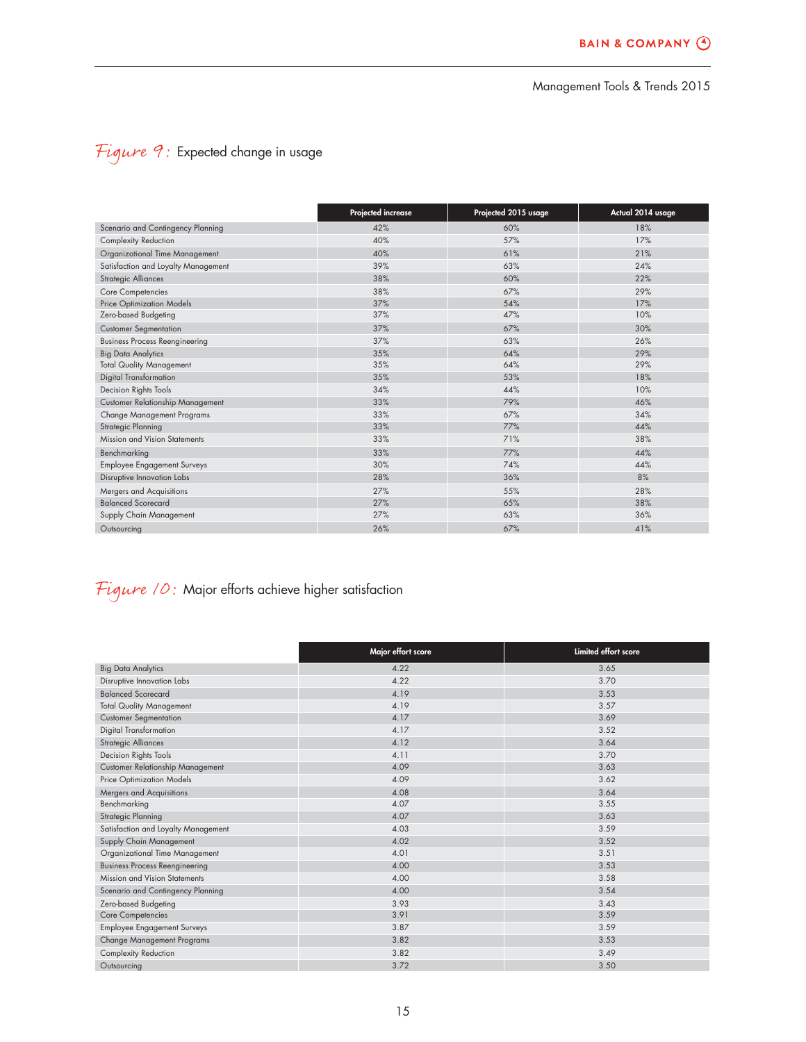## *Figure 9:* Expected change in usage

| | Projected increase | Projected 2015 usage | Actual 2014 usage |
|---|---|---|---|
| Scenario and Contingency Planning | 42% | 60% | 18% |
| Complexity Reduction | 40% | 57% | 17% |
| Organizational Time Management | 40% | 61% | 21% |
| Satisfaction and Loyalty Management | 39% | 63% | 24% |
| Strategic Alliances | 38% | 60% | 22% |
| Core Competencies | 38% | 67% | 29% |
| Price Optimization Models | 37% | 54% | 17% |
| Zero-based Budgeting | 37% | 47% | 10% |
| Customer Segmentation | 37% | 67% | 30% |
| Business Process Reengineering | 37% | 63% | 26% |
| Big Data Analytics | 35% | 64% | 29% |
| Total Quality Management | 35% | 64% | 29% |
| Digital Transformation | 35% | 53% | 18% |
| Decision Rights Tools | 34% | 44% | 10% |
| Customer Relationship Management | 33% | 79% | 46% |
| Change Management Programs | 33% | 67% | 34% |
| Strategic Planning | 33% | 77% | 44% |
| Mission and Vision Statements | 33% | 71% | 38% |
| Benchmarking | 33% | 77% | 44% |
| Employee Engagement Surveys | 30% | 74% | 44% |
| Disruptive Innovation Labs | 28% | 36% | 8% |
| Mergers and Acquisitions | 27% | 55% | 28% |
| Balanced Scorecard | 27% | 65% | 38% |
| Supply Chain Management | 27% | 63% | 36% |
| Outsourcing | 26% | 67% | 41% |

## *Figure 10:* Major efforts achieve higher satisfaction

| | Major effort score | Limited effort score |
|---|---|---|
| Big Data Analytics | 4.22 | 3.65 |
| Disruptive Innovation Labs | 4.22 | 3.70 |
| Balanced Scorecard | 4.19 | 3.53 |
| Total Quality Management | 4.19 | 3.57 |
| Customer Segmentation | 4.17 | 3.69 |
| Digital Transformation | 4.17 | 3.52 |
| Strategic Alliances | 4.12 | 3.64 |
| Decision Rights Tools | 4.11 | 3.70 |
| Customer Relationship Management | 4.09 | 3.63 |
| Price Optimization Models | 4.09 | 3.62 |
| Mergers and Acquisitions | 4.08 | 3.64 |
| Benchmarking | 4.07 | 3.55 |
| Strategic Planning | 4.07 | 3.63 |
| Satisfaction and Loyalty Management | 4.03 | 3.59 |
| Supply Chain Management | 4.02 | 3.52 |
| Organizational Time Management | 4.01 | 3.51 |
| Business Process Reengineering | 4.00 | 3.53 |
| Mission and Vision Statements | 4.00 | 3.58 |
| Scenario and Contingency Planning | 4.00 | 3.54 |
| Zero-based Budgeting | 3.93 | 3.43 |
| Core Competencies | 3.91 | 3.59 |
| Employee Engagement Surveys | 3.87 | 3.59 |
| Change Management Programs | 3.82 | 3.53 |
| Complexity Reduction | 3.82 | 3.49 |
| Outsourcing | 3.72 | 3.50 |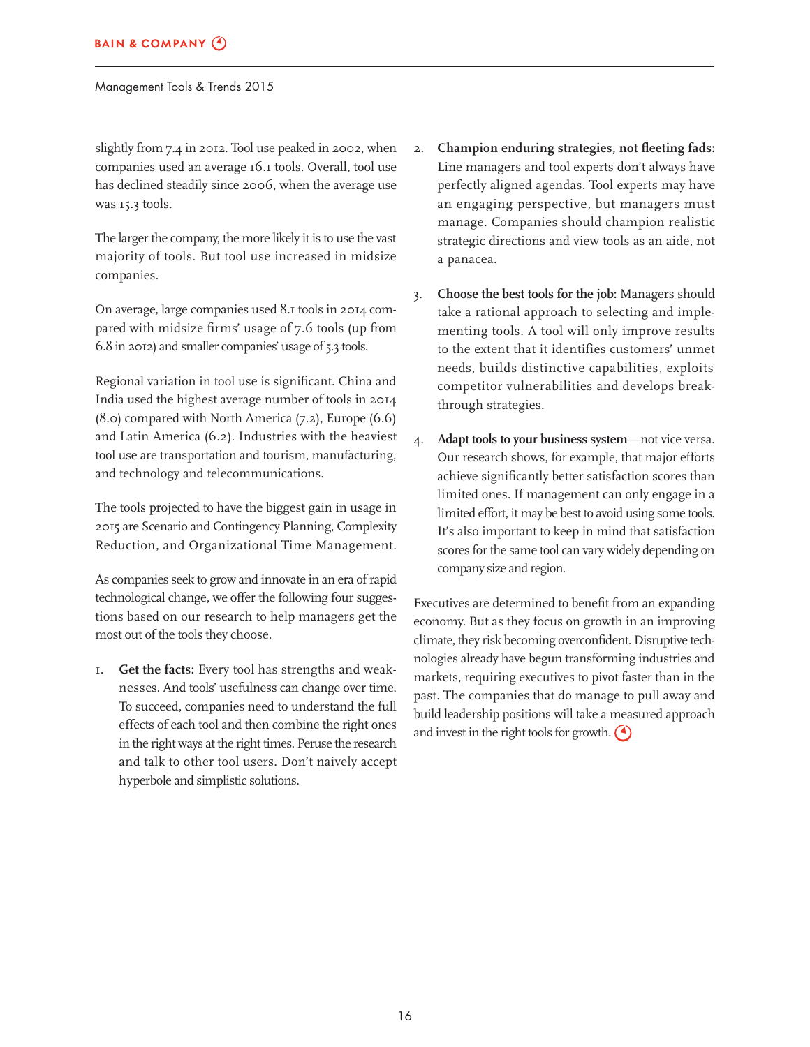slightly from 7.4 in 2012. Tool use peaked in 2002, when companies used an average 16.1 tools. Overall, tool use has declined steadily since 2006, when the average use was 15.3 tools.

The larger the company, the more likely it is to use the vast majority of tools. But tool use increased in midsize companies.

On average, large companies used 8.1 tools in 2014 compared with midsize firms' usage of 7.6 tools (up from 6.8 in 2012) and smaller companies' usage of 5.3 tools.

Regional variation in tool use is significant. China and India used the highest average number of tools in 2014 (8.0) compared with North America (7.2), Europe (6.6) and Latin America (6.2). Industries with the heaviest tool use are transportation and tourism, manufacturing, and technology and telecommunications.

The tools projected to have the biggest gain in usage in 2015 are Scenario and Contingency Planning, Complexity Reduction, and Organizational Time Management.

As companies seek to grow and innovate in an era of rapid technological change, we offer the following four suggestions based on our research to help managers get the most out of the tools they choose.

1. **Get the facts:** Every tool has strengths and weaknesses. And tools' usefulness can change over time. To succeed, companies need to understand the full effects of each tool and then combine the right ones in the right ways at the right times. Peruse the research and talk to other tool users. Don't naively accept hyperbole and simplistic solutions.

2. **Champion enduring strategies, not fleeting fads:** Line managers and tool experts don't always have perfectly aligned agendas. Tool experts may have an engaging perspective, but managers must manage. Companies should champion realistic strategic directions and view tools as an aide, not a panacea.

3. **Choose the best tools for the job:** Managers should take a rational approach to selecting and implementing tools. A tool will only improve results to the extent that it identifies customers' unmet needs, builds distinctive capabilities, exploits competitor vulnerabilities and develops breakthrough strategies.

4. **Adapt tools to your business system**—not vice versa. Our research shows, for example, that major efforts achieve significantly better satisfaction scores than limited ones. If management can only engage in a limited effort, it may be best to avoid using some tools. It's also important to keep in mind that satisfaction scores for the same tool can vary widely depending on company size and region.

Executives are determined to benefit from an expanding economy. But as they focus on growth in an improving climate, they risk becoming overconfident. Disruptive technologies already have begun transforming industries and markets, requiring executives to pivot faster than in the past. The companies that do manage to pull away and build leadership positions will take a measured approach and invest in the right tools for growth.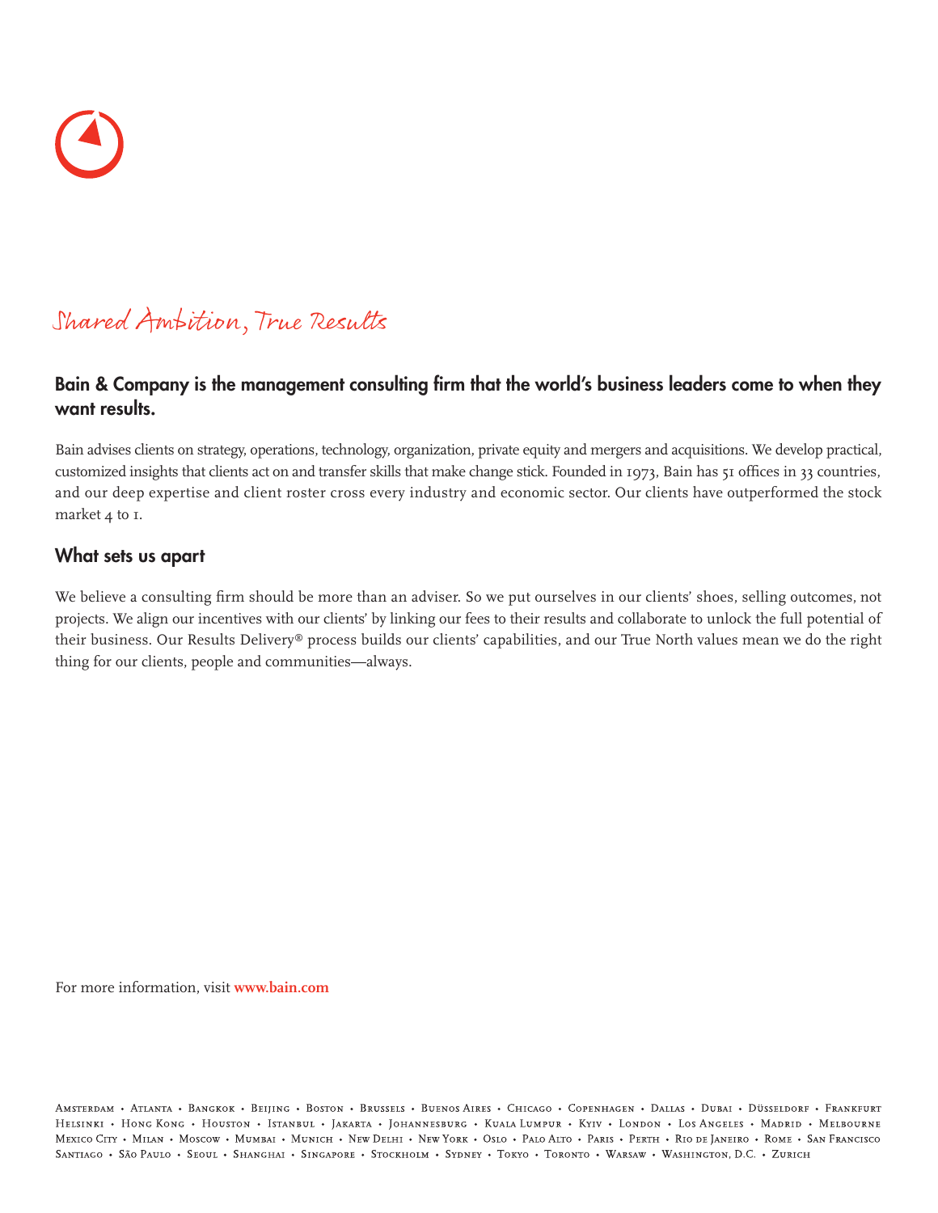*Shared Ambition, True Results*

## Bain & Company is the management consulting firm that the world's business leaders come to when they want results.

Bain advises clients on strategy, operations, technology, organization, private equity and mergers and acquisitions. We develop practical, customized insights that clients act on and transfer skills that make change stick. Founded in 1973, Bain has 51 offices in 33 countries, and our deep expertise and client roster cross every industry and economic sector. Our clients have outperformed the stock market 4 to 1.

## What sets us apart

We believe a consulting firm should be more than an adviser. So we put ourselves in our clients' shoes, selling outcomes, not projects. We align our incentives with our clients' by linking our fees to their results and collaborate to unlock the full potential of their business. Our Results Delivery® process builds our clients' capabilities, and our True North values mean we do the right thing for our clients, people and communities—always.

For more information, visit **www.bain.com**

Amsterdam • Atlanta • Bangkok • Beijing • Boston • Brussels • Buenos Aires • Chicago • Copenhagen • Dallas • Dubai • Düsseldorf • Frankfurt Helsinki • Hong Kong • Houston • Istanbul • Jakarta • Johannesburg • Kuala Lumpur • Kyiv • London • Los Angeles • Madrid • Melbourne Mexico City • Milan • Moscow • Mumbai • Munich • New Delhi • New York • Oslo • Palo Alto • Paris • Perth • Rio de Janeiro • Rome • San Francisco Santiago • São Paulo • Seoul • Shanghai • Singapore • Stockholm • Sydney • Tokyo • Toronto • Warsaw • Washington, D.C. • Zurich